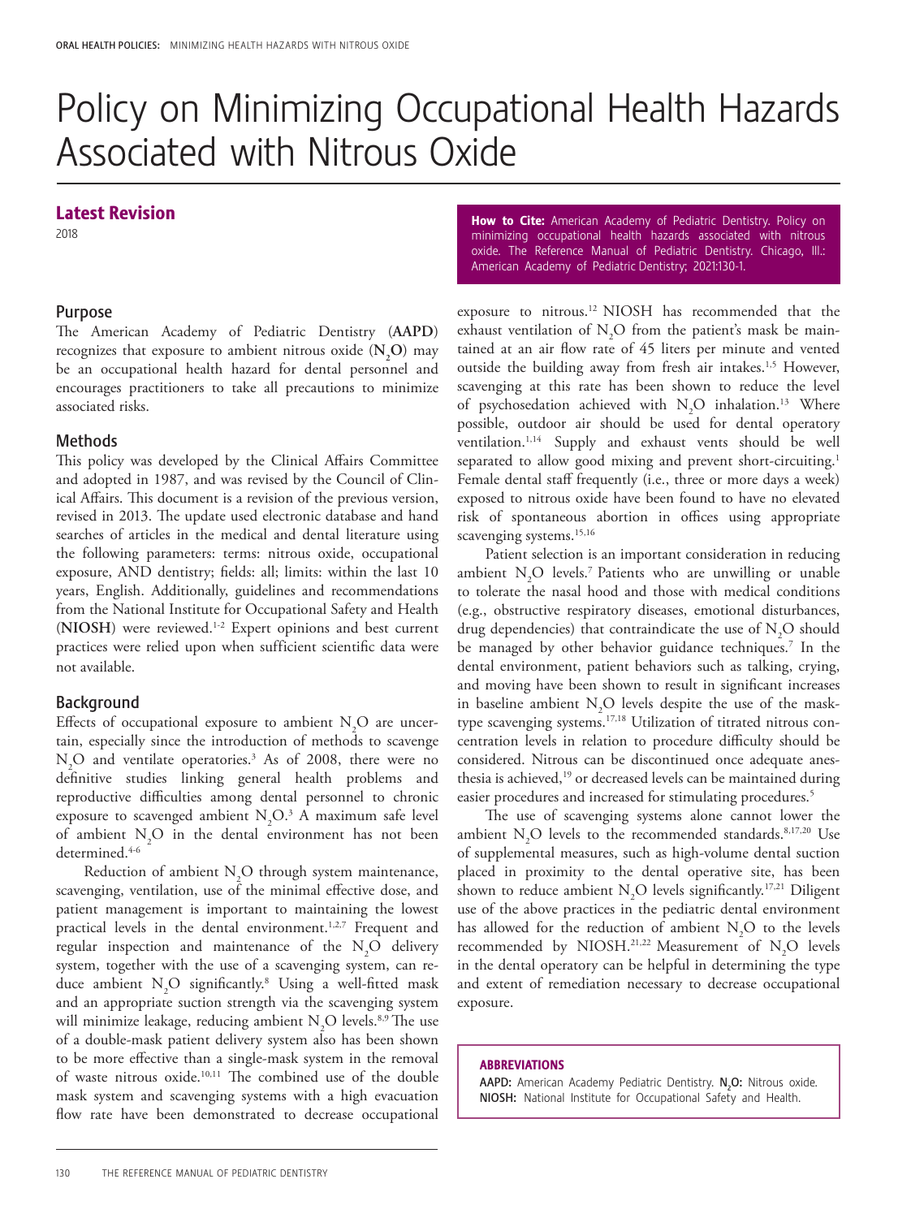# Policy on Minimizing Occupational Health Hazards Associated with Nitrous Oxide

## Latest Revision

2018

**How to Cite:** American Academy of Pediatric Dentistry. Policy on minimizing occupational health hazards associated with nitrous oxide. The Reference Manual of Pediatric Dentistry. Chicago, Ill.: American Academy of Pediatric Dentistry; 2021:130-1.

### Purpose

The American Academy of Pediatric Dentistry (**AAPD**) recognizes that exposure to ambient nitrous oxide (**$N_2O$**) may be an occupational health hazard for dental personnel and encourages practitioners to take all precautions to minimize associated risks.

### Methods

This policy was developed by the Clinical Affairs Committee and adopted in 1987, and was revised by the Council of Clinical Affairs. This document is a revision of the previous version, revised in 2013. The update used electronic database and hand searches of articles in the medical and dental literature using the following parameters: terms: nitrous oxide, occupational exposure, AND dentistry; fields: all; limits: within the last 10 years, English. Additionally, guidelines and recommendations from the National Institute for Occupational Safety and Health (**NIOSH**) were reviewed.[1-2] Expert opinions and best current practices were relied upon when sufficient scientific data were not available.

### Background

Effects of occupational exposure to ambient $N_2O$ are uncertain, especially since the introduction of methods to scavenge $N_2O$ and ventilate operatories.[3] As of 2008, there were no definitive studies linking general health problems and reproductive difficulties among dental personnel to chronic exposure to scavenged ambient $N_2O$.[3] A maximum safe level of ambient $N_2O$ in the dental environment has not been determined.[4-6]

Reduction of ambient $N_2O$ through system maintenance, scavenging, ventilation, use of the minimal effective dose, and patient management is important to maintaining the lowest practical levels in the dental environment.[1,2,7] Frequent and regular inspection and maintenance of the $N_2O$ delivery system, together with the use of a scavenging system, can reduce ambient $N_2O$ significantly.[8] Using a well-fitted mask and an appropriate suction strength via the scavenging system will minimize leakage, reducing ambient $N_2O$ levels.[8,9] The use of a double-mask patient delivery system also has been shown to be more effective than a single-mask system in the removal of waste nitrous oxide.[10,11] The combined use of the double mask system and scavenging systems with a high evacuation flow rate have been demonstrated to decrease occupational exposure to nitrous.[12] NIOSH has recommended that the exhaust ventilation of $N_2O$ from the patient's mask be maintained at an air flow rate of 45 liters per minute and vented outside the building away from fresh air intakes.[1,5] However, scavenging at this rate has been shown to reduce the level of psychosedation achieved with $N_2O$ inhalation.[13] Where possible, outdoor air should be used for dental operatory ventilation.[1,14] Supply and exhaust vents should be well separated to allow good mixing and prevent short-circuiting.[1] Female dental staff frequently (i.e., three or more days a week) exposed to nitrous oxide have been found to have no elevated risk of spontaneous abortion in offices using appropriate scavenging systems.[15,16]

Patient selection is an important consideration in reducing ambient $N_2O$ levels.[7] Patients who are unwilling or unable to tolerate the nasal hood and those with medical conditions (e.g., obstructive respiratory diseases, emotional disturbances, drug dependencies) that contraindicate the use of $N_2O$ should be managed by other behavior guidance techniques.[7] In the dental environment, patient behaviors such as talking, crying, and moving have been shown to result in significant increases in baseline ambient $N_2O$ levels despite the use of the mask-type scavenging systems.[17,18] Utilization of titrated nitrous concentration levels in relation to procedure difficulty should be considered. Nitrous can be discontinued once adequate anesthesia is achieved,[19] or decreased levels can be maintained during easier procedures and increased for stimulating procedures.[5]

The use of scavenging systems alone cannot lower the ambient $N_2O$ levels to the recommended standards.[8,17,20] Use of supplemental measures, such as high-volume dental suction placed in proximity to the dental operative site, has been shown to reduce ambient $N_2O$ levels significantly.[17,21] Diligent use of the above practices in the pediatric dental environment has allowed for the reduction of ambient $N_2O$ to the levels recommended by NIOSH.[21,22] Measurement of $N_2O$ levels in the dental operatory can be helpful in determining the type and extent of remediation necessary to decrease occupational exposure.

**ABBREVIATIONS**

**AAPD:** American Academy Pediatric Dentistry. **$N_2O$:** Nitrous oxide. **NIOSH:** National Institute for Occupational Safety and Health.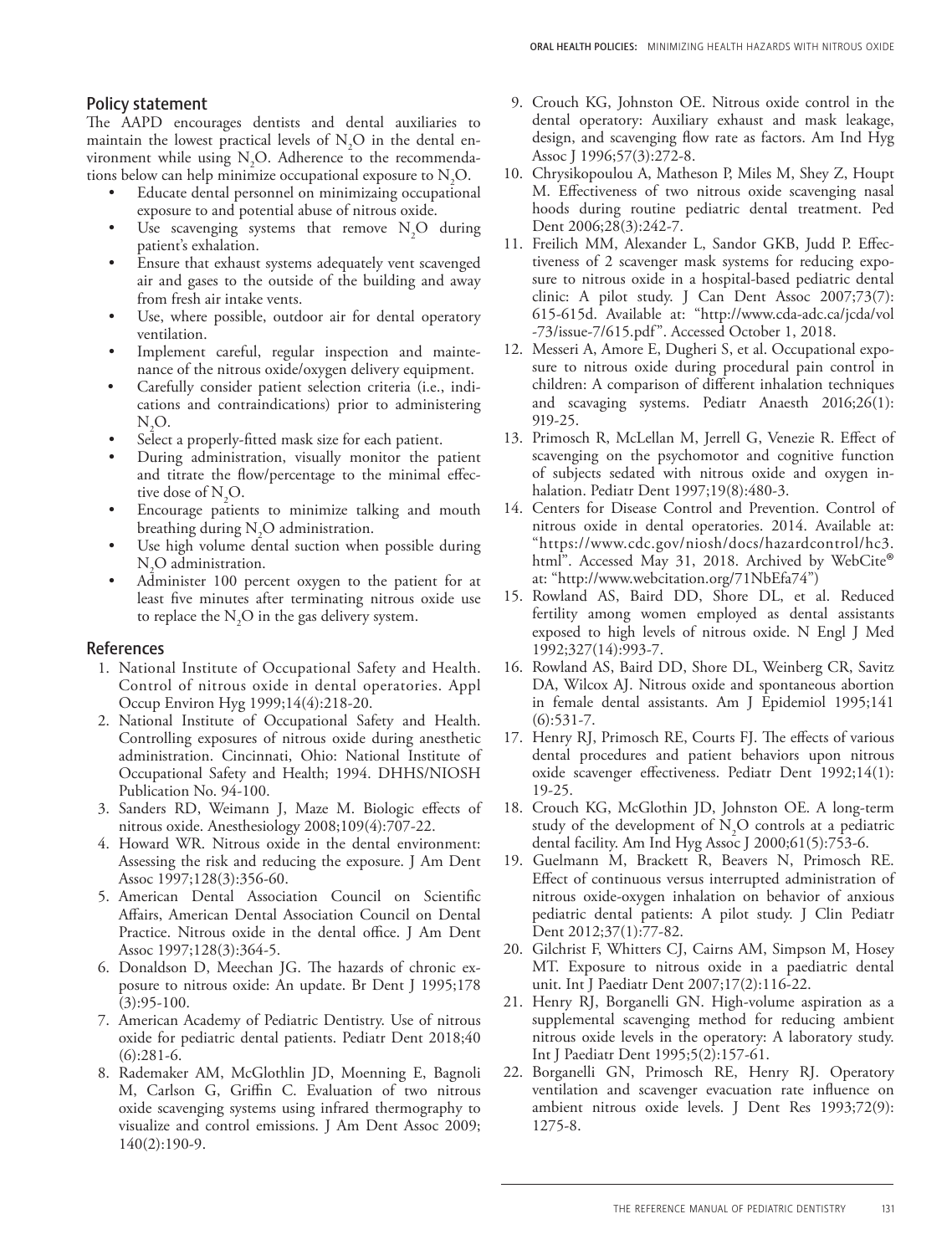## Policy statement

The AAPD encourages dentists and dental auxiliaries to maintain the lowest practical levels of $N_2O$ in the dental environment while using $N_2O$. Adherence to the recommendations below can help minimize occupational exposure to $N_2O$.

- Educate dental personnel on minimizaing occupational exposure to and potential abuse of nitrous oxide.
- Use scavenging systems that remove $N_2O$ during patient's exhalation.
- Ensure that exhaust systems adequately vent scavenged air and gases to the outside of the building and away from fresh air intake vents.
- Use, where possible, outdoor air for dental operatory ventilation.
- Implement careful, regular inspection and maintenance of the nitrous oxide/oxygen delivery equipment.
- Carefully consider patient selection criteria (i.e., indications and contraindications) prior to administering $N_2O$.
- Select a properly-fitted mask size for each patient.
- During administration, visually monitor the patient and titrate the flow/percentage to the minimal effective dose of $N_2O$.
- Encourage patients to minimize talking and mouth breathing during $N_2O$ administration.
- Use high volume dental suction when possible during $N_2O$ administration.
- Administer 100 percent oxygen to the patient for at least five minutes after terminating nitrous oxide use to replace the $N_2O$ in the gas delivery system.

## References

1. National Institute of Occupational Safety and Health. Control of nitrous oxide in dental operatories. Appl Occup Environ Hyg 1999;14(4):218-20.
2. National Institute of Occupational Safety and Health. Controlling exposures of nitrous oxide during anesthetic administration. Cincinnati, Ohio: National Institute of Occupational Safety and Health; 1994. DHHS/NIOSH Publication No. 94-100.
3. Sanders RD, Weimann J, Maze M. Biologic effects of nitrous oxide. Anesthesiology 2008;109(4):707-22.
4. Howard WR. Nitrous oxide in the dental environment: Assessing the risk and reducing the exposure. J Am Dent Assoc 1997;128(3):356-60.
5. American Dental Association Council on Scientific Affairs, American Dental Association Council on Dental Practice. Nitrous oxide in the dental office. J Am Dent Assoc 1997;128(3):364-5.
6. Donaldson D, Meechan JG. The hazards of chronic exposure to nitrous oxide: An update. Br Dent J 1995;178 (3):95-100.
7. American Academy of Pediatric Dentistry. Use of nitrous oxide for pediatric dental patients. Pediatr Dent 2018;40 (6):281-6.
8. Rademaker AM, McGlothlin JD, Moenning E, Bagnoli M, Carlson G, Griffin C. Evaluation of two nitrous oxide scavenging systems using infrared thermography to visualize and control emissions. J Am Dent Assoc 2009; 140(2):190-9.
9. Crouch KG, Johnston OE. Nitrous oxide control in the dental operatory: Auxiliary exhaust and mask leakage, design, and scavenging flow rate as factors. Am Ind Hyg Assoc J 1996;57(3):272-8.
10. Chrysikopoulou A, Matheson P, Miles M, Shey Z, Houpt M. Effectiveness of two nitrous oxide scavenging nasal hoods during routine pediatric dental treatment. Ped Dent 2006;28(3):242-7.
11. Freilich MM, Alexander L, Sandor GKB, Judd P. Effectiveness of 2 scavenger mask systems for reducing exposure to nitrous oxide in a hospital-based pediatric dental clinic: A pilot study. J Can Dent Assoc 2007;73(7): 615-615d. Available at: "http://www.cda-adc.ca/jcda/vol-73/issue-7/615.pdf". Accessed October 1, 2018.
12. Messeri A, Amore E, Dugheri S, et al. Occupational exposure to nitrous oxide during procedural pain control in children: A comparison of different inhalation techniques and scavaging systems. Pediatr Anaesth 2016;26(1): 919-25.
13. Primosch R, McLellan M, Jerrell G, Venezie R. Effect of scavenging on the psychomotor and cognitive function of subjects sedated with nitrous oxide and oxygen inhalation. Pediatr Dent 1997;19(8):480-3.
14. Centers for Disease Control and Prevention. Control of nitrous oxide in dental operatories. 2014. Available at: "https://www.cdc.gov/niosh/docs/hazardcontrol/hc3.html". Accessed May 31, 2018. Archived by WebCite® at: "http://www.webcitation.org/71NbEfa74")
15. Rowland AS, Baird DD, Shore DL, et al. Reduced fertility among women employed as dental assistants exposed to high levels of nitrous oxide. N Engl J Med 1992;327(14):993-7.
16. Rowland AS, Baird DD, Shore DL, Weinberg CR, Savitz DA, Wilcox AJ. Nitrous oxide and spontaneous abortion in female dental assistants. Am J Epidemiol 1995;141 (6):531-7.
17. Henry RJ, Primosch RE, Courts FJ. The effects of various dental procedures and patient behaviors upon nitrous oxide scavenger effectiveness. Pediatr Dent 1992;14(1): 19-25.
18. Crouch KG, McGlothin JD, Johnston OE. A long-term study of the development of $N_2O$ controls at a pediatric dental facility. Am Ind Hyg Assoc J 2000;61(5):753-6.
19. Guelmann M, Brackett R, Beavers N, Primosch RE. Effect of continuous versus interrupted administration of nitrous oxide-oxygen inhalation on behavior of anxious pediatric dental patients: A pilot study. J Clin Pediatr Dent 2012;37(1):77-82.
20. Gilchrist F, Whitters CJ, Cairns AM, Simpson M, Hosey MT. Exposure to nitrous oxide in a paediatric dental unit. Int J Paediatr Dent 2007;17(2):116-22.
21. Henry RJ, Borganelli GN. High-volume aspiration as a supplemental scavenging method for reducing ambient nitrous oxide levels in the operatory: A laboratory study. Int J Paediatr Dent 1995;5(2):157-61.
22. Borganelli GN, Primosch RE, Henry RJ. Operatory ventilation and scavenger evacuation rate influence on ambient nitrous oxide levels. J Dent Res 1993;72(9): 1275-8.